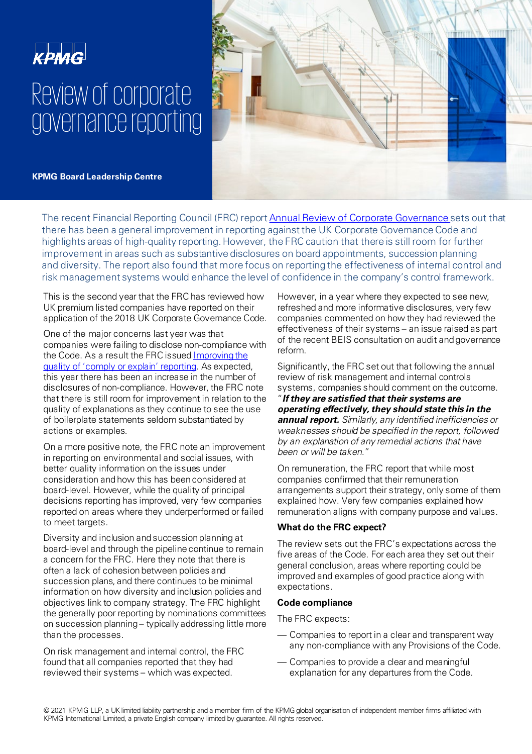KPMG

# Review of corporate governance reporting

**KPMG Board Leadership Centre**

The recent Financial Reporting Council (FRC) report Annual Review of Corporate Governance sets out that there has been a general improvement in reporting against the UK Corporate Governance Code and highlights areas of high-quality reporting. However, the FRC caution that there is still room for further improvement in areas such as substantive disclosures on board appointments, succession planning and diversity. The report also found that more focus on reporting the effectiveness of internal control and risk management systems would enhance the level of confidence in the company's control framework.

This is the second year that the FRC has reviewed how UK premium listed companies have reported on their application of the 2018 UK Corporate Governance Code.

One of the major concerns last year was that companies were failing to disclose non-compliance with the Code. As a result the FRC issued Improving the quality of 'comply or explain' reporting. As expected, this year there has been an increase in the number of disclosures of non-compliance. However, the FRC note that there is still room for improvement in relation to the quality of explanations as they continue to see the use of boilerplate statements seldom substantiated by actions or examples.

On a more positive note, the FRC note an improvement in reporting on environmental and social issues, with better quality information on the issues under consideration and how this has been considered at board-level. However, while the quality of principal decisions reporting has improved, very few companies reported on areas where they underperformed or failed to meet targets.

Diversity and inclusion and succession planning at board-level and through the pipeline continue to remain a concern for the FRC. Here they note that there is often a lack of cohesion between policies and succession plans, and there continues to be minimal information on how diversity and inclusion policies and objectives link to company strategy. The FRC highlight the generally poor reporting by nominations committees on succession planning – typically addressing little more than the processes.

On risk management and internal control, the FRC found that all companies reported that they had reviewed their systems – which was expected. However, in a year where they expected to see new, refreshed and more informative disclosures, very few companies commented on how they had reviewed the effectiveness of their systems – an issue raised as part of the recent BEIS consultation on audit and governance reform.

Significantly, the FRC set out that following the annual review of risk management and internal controls systems, companies should comment on the outcome. "***If they are satisfied that their systems are operating effectively, they should state this in the annual report.*** *Similarly, any identified inefficiencies or weaknesses should be specified in the report, followed by an explanation of any remedial actions that have been or will be taken.*"

On remuneration, the FRC report that while most companies confirmed that their remuneration arrangements support their strategy, only some of them explained how. Very few companies explained how remuneration aligns with company purpose and values.

### What do the FRC expect?

The review sets out the FRC's expectations across the five areas of the Code. For each area they set out their general conclusion, areas where reporting could be improved and examples of good practice along with expectations.

### Code compliance

The FRC expects:

- Companies to report in a clear and transparent way any non-compliance with any Provisions of the Code.
- Companies to provide a clear and meaningful explanation for any departures from the Code.

© 2021 KPMG LLP, a UK limited liability partnership and a member firm of the KPMG global organisation of independent member firms affiliated with KPMG International Limited, a private English company limited by guarantee. All rights reserved.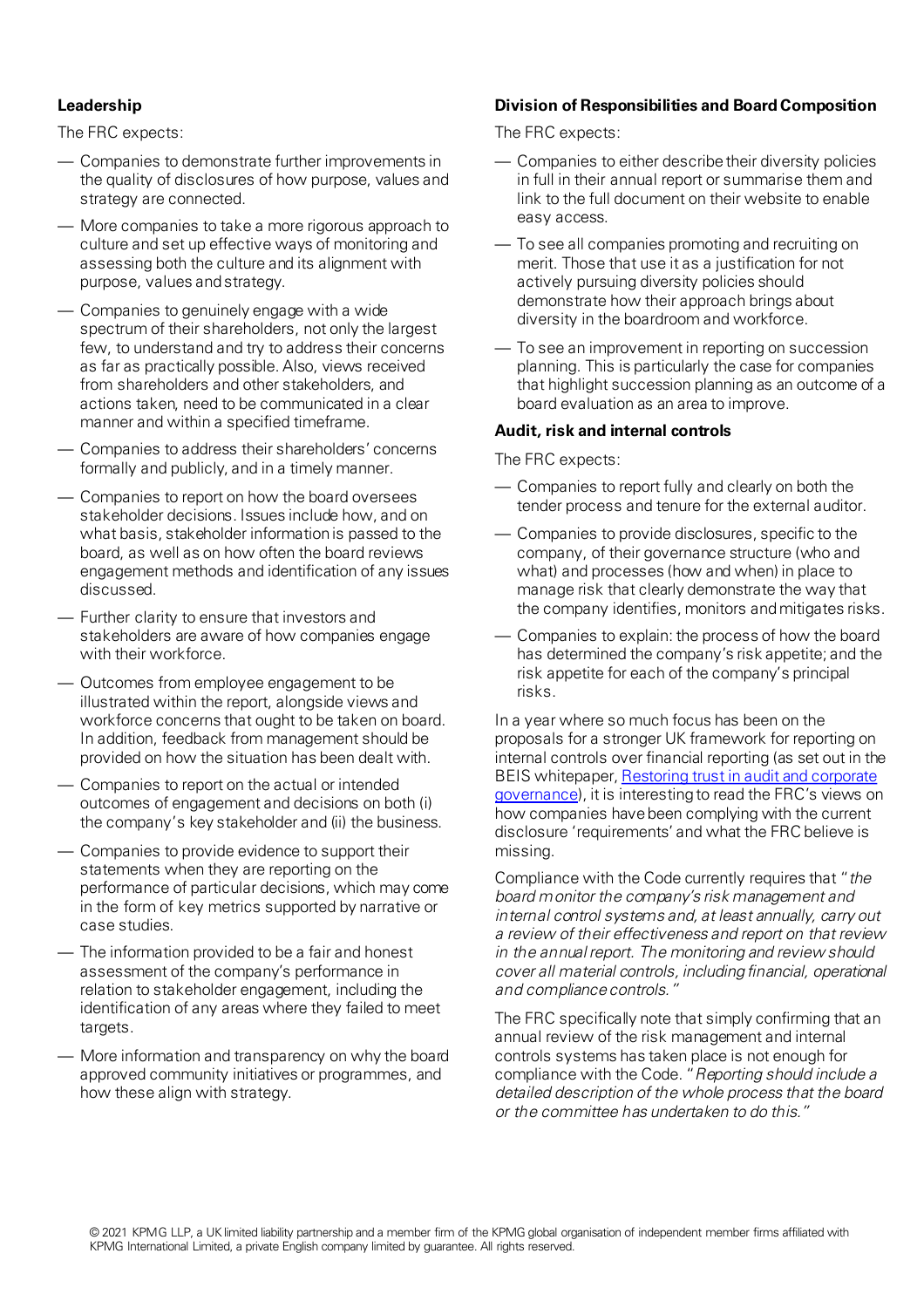**Leadership**

The FRC expects:

- Companies to demonstrate further improvements in the quality of disclosures of how purpose, values and strategy are connected.
- More companies to take a more rigorous approach to culture and set up effective ways of monitoring and assessing both the culture and its alignment with purpose, values and strategy.
- Companies to genuinely engage with a wide spectrum of their shareholders, not only the largest few, to understand and try to address their concerns as far as practically possible. Also, views received from shareholders and other stakeholders, and actions taken, need to be communicated in a clear manner and within a specified timeframe.
- Companies to address their shareholders' concerns formally and publicly, and in a timely manner.
- Companies to report on how the board oversees stakeholder decisions. Issues include how, and on what basis, stakeholder information is passed to the board, as well as on how often the board reviews engagement methods and identification of any issues discussed.
- Further clarity to ensure that investors and stakeholders are aware of how companies engage with their workforce.
- Outcomes from employee engagement to be illustrated within the report, alongside views and workforce concerns that ought to be taken on board. In addition, feedback from management should be provided on how the situation has been dealt with.
- Companies to report on the actual or intended outcomes of engagement and decisions on both (i) the company's key stakeholder and (ii) the business.
- Companies to provide evidence to support their statements when they are reporting on the performance of particular decisions, which may come in the form of key metrics supported by narrative or case studies.
- The information provided to be a fair and honest assessment of the company's performance in relation to stakeholder engagement, including the identification of any areas where they failed to meet targets.
- More information and transparency on why the board approved community initiatives or programmes, and how these align with strategy.

**Division of Responsibilities and Board Composition**

The FRC expects:

- Companies to either describe their diversity policies in full in their annual report or summarise them and link to the full document on their website to enable easy access.
- To see all companies promoting and recruiting on merit. Those that use it as a justification for not actively pursuing diversity policies should demonstrate how their approach brings about diversity in the boardroom and workforce.
- To see an improvement in reporting on succession planning. This is particularly the case for companies that highlight succession planning as an outcome of a board evaluation as an area to improve.

**Audit, risk and internal controls**

The FRC expects:

- Companies to report fully and clearly on both the tender process and tenure for the external auditor.
- Companies to provide disclosures, specific to the company, of their governance structure (who and what) and processes (how and when) in place to manage risk that clearly demonstrate the way that the company identifies, monitors and mitigates risks.
- Companies to explain: the process of how the board has determined the company's risk appetite; and the risk appetite for each of the company's principal risks.

In a year where so much focus has been on the proposals for a stronger UK framework for reporting on internal controls over financial reporting (as set out in the BEIS whitepaper, [Restoring trust in audit and corporate governance]), it is interesting to read the FRC's views on how companies have been complying with the current disclosure 'requirements' and what the FRC believe is missing.

Compliance with the Code currently requires that "*the board monitor the company's risk management and internal control systems and, at least annually, carry out a review of their effectiveness and report on that review in the annual report. The monitoring and review should cover all material controls, including financial, operational and compliance controls.*"

The FRC specifically note that simply confirming that an annual review of the risk management and internal controls systems has taken place is not enough for compliance with the Code. "*Reporting should include a detailed description of the whole process that the board or the committee has undertaken to do this.*"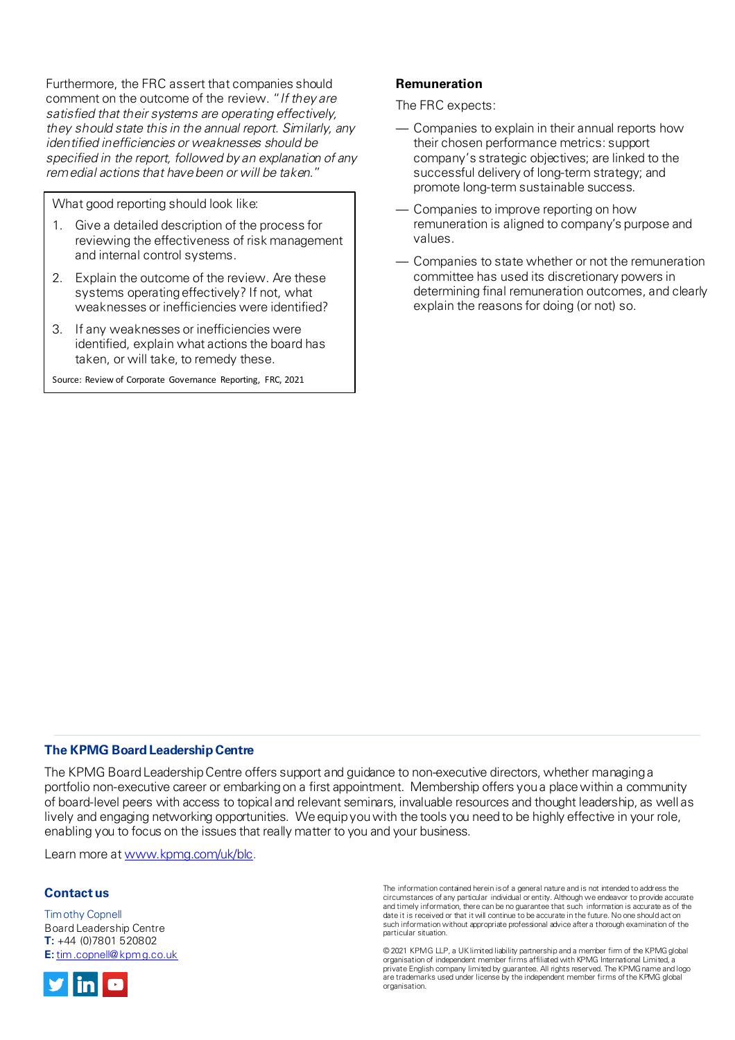Furthermore, the FRC assert that companies should comment on the outcome of the review. "*If they are satisfied that their systems are operating effectively, they should state this in the annual report. Similarly, any identified inefficiencies or weaknesses should be specified in the report, followed by an explanation of any remedial actions that have been or will be taken.*"

What good reporting should look like:

1. Give a detailed description of the process for reviewing the effectiveness of risk management and internal control systems.
2. Explain the outcome of the review. Are these systems operating effectively? If not, what weaknesses or inefficiencies were identified?
3. If any weaknesses or inefficiencies were identified, explain what actions the board has taken, or will take, to remedy these.

Source: Review of Corporate Governance Reporting, FRC, 2021

**Remuneration**

The FRC expects:

— Companies to explain in their annual reports how their chosen performance metrics: support company's strategic objectives; are linked to the successful delivery of long-term strategy; and promote long-term sustainable success.

— Companies to improve reporting on how remuneration is aligned to company's purpose and values.

— Companies to state whether or not the remuneration committee has used its discretionary powers in determining final remuneration outcomes, and clearly explain the reasons for doing (or not) so.

## The KPMG Board Leadership Centre

The KPMG Board Leadership Centre offers support and guidance to non-executive directors, whether managing a portfolio non-executive career or embarking on a first appointment. Membership offers you a place within a community of board-level peers with access to topical and relevant seminars, invaluable resources and thought leadership, as well as lively and engaging networking opportunities. We equip you with the tools you need to be highly effective in your role, enabling you to focus on the issues that really matter to you and your business.

Learn more at www.kpmg.com/uk/blc.

## Contact us

Timothy Copnell
Board Leadership Centre
**T:** +44 (0)7801 520802
**E:** tim.copnell@kpmg.co.uk

The information contained herein is of a general nature and is not intended to address the circumstances of any particular individual or entity. Although we endeavor to provide accurate and timely information, there can be no guarantee that such information is accurate as of the date it is received or that it will continue to be accurate in the future. No one should act on such information without appropriate professional advice after a thorough examination of the particular situation.

© 2021 KPMG LLP, a UK limited liability partnership and a member firm of the KPMG global organisation of independent member firms affiliated with KPMG International Limited, a private English company limited by guarantee. All rights reserved. The KPMG name and logo are trademarks used under license by the independent member firms of the KPMG global organisation.